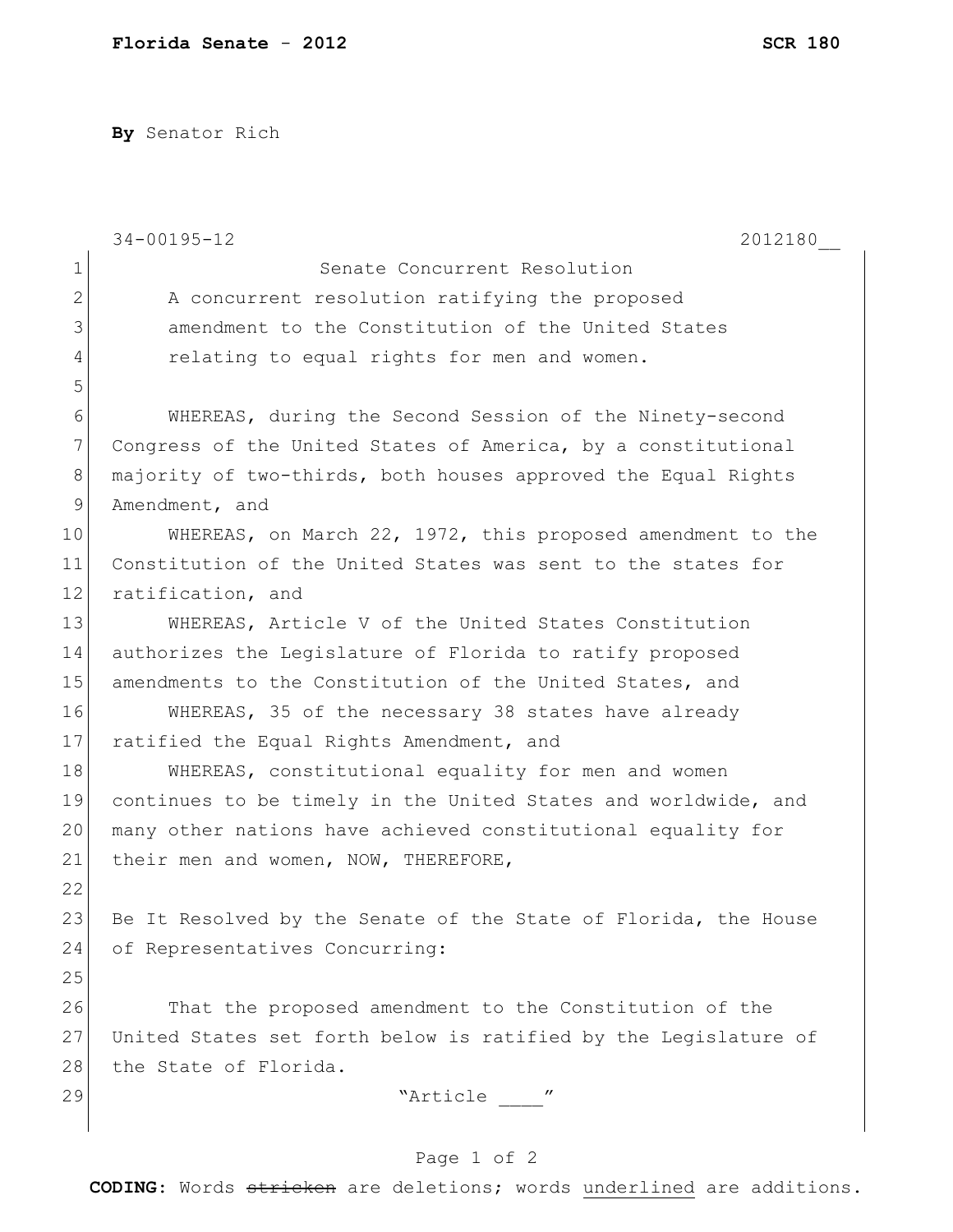**By** Senator Rich

34-00195-12 2012180__

Senate Concurrent Resolution

A concurrent resolution ratifying the proposed amendment to the Constitution of the United States relating to equal rights for men and women.

WHEREAS, during the Second Session of the Ninety-second Congress of the United States of America, by a constitutional majority of two-thirds, both houses approved the Equal Rights Amendment, and

WHEREAS, on March 22, 1972, this proposed amendment to the Constitution of the United States was sent to the states for ratification, and

WHEREAS, Article V of the United States Constitution authorizes the Legislature of Florida to ratify proposed amendments to the Constitution of the United States, and

WHEREAS, 35 of the necessary 38 states have already ratified the Equal Rights Amendment, and

WHEREAS, constitutional equality for men and women continues to be timely in the United States and worldwide, and many other nations have achieved constitutional equality for their men and women, NOW, THEREFORE,

Be It Resolved by the Senate of the State of Florida, the House of Representatives Concurring:

That the proposed amendment to the Constitution of the United States set forth below is ratified by the Legislature of the State of Florida.

"Article ____"

**CODING:** Words ~~stricken~~ are deletions; words <u>underlined</u> are additions.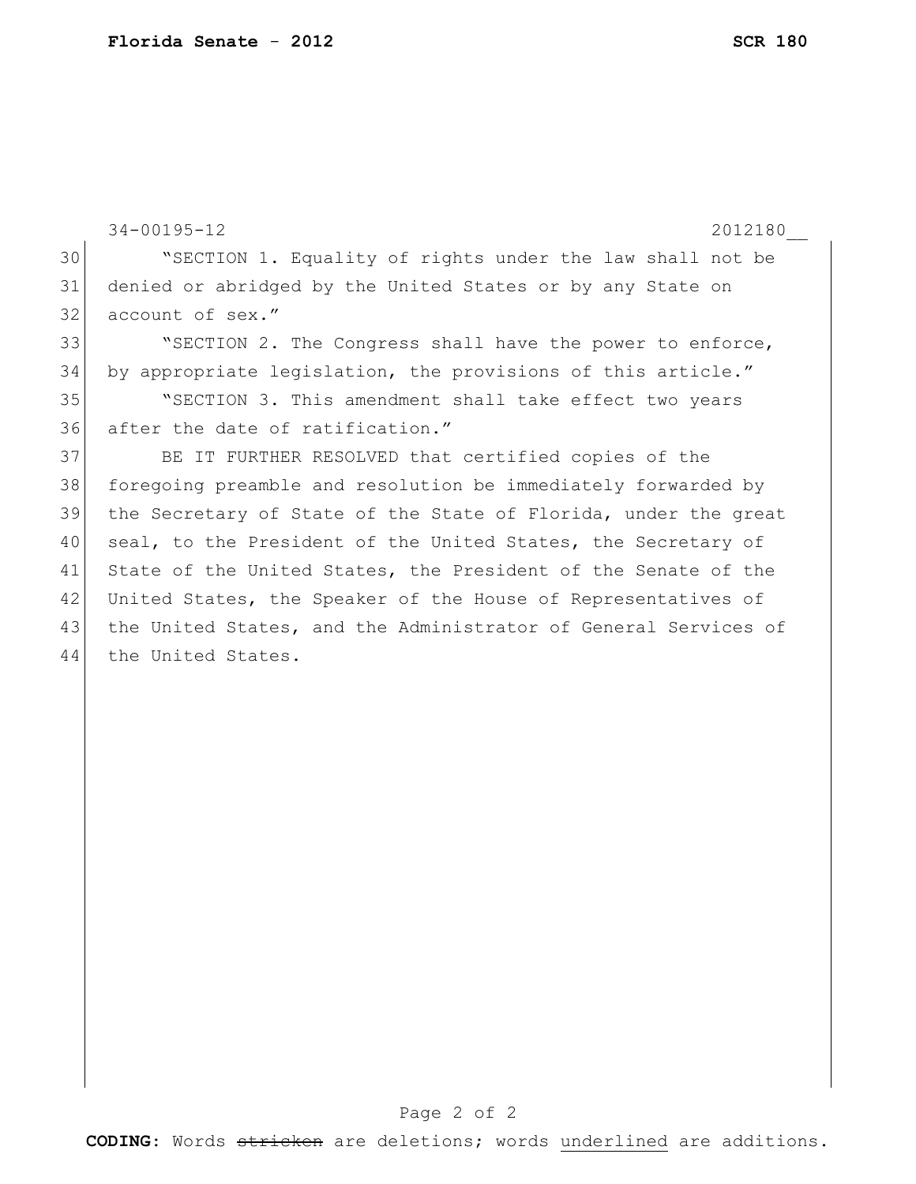"SECTION 1. Equality of rights under the law shall not be denied or abridged by the United States or by any State on account of sex."

"SECTION 2. The Congress shall have the power to enforce, by appropriate legislation, the provisions of this article."

"SECTION 3. This amendment shall take effect two years after the date of ratification."

BE IT FURTHER RESOLVED that certified copies of the foregoing preamble and resolution be immediately forwarded by the Secretary of State of the State of Florida, under the great seal, to the President of the United States, the Secretary of State of the United States, the President of the Senate of the United States, the Speaker of the House of Representatives of the United States, and the Administrator of General Services of the United States.